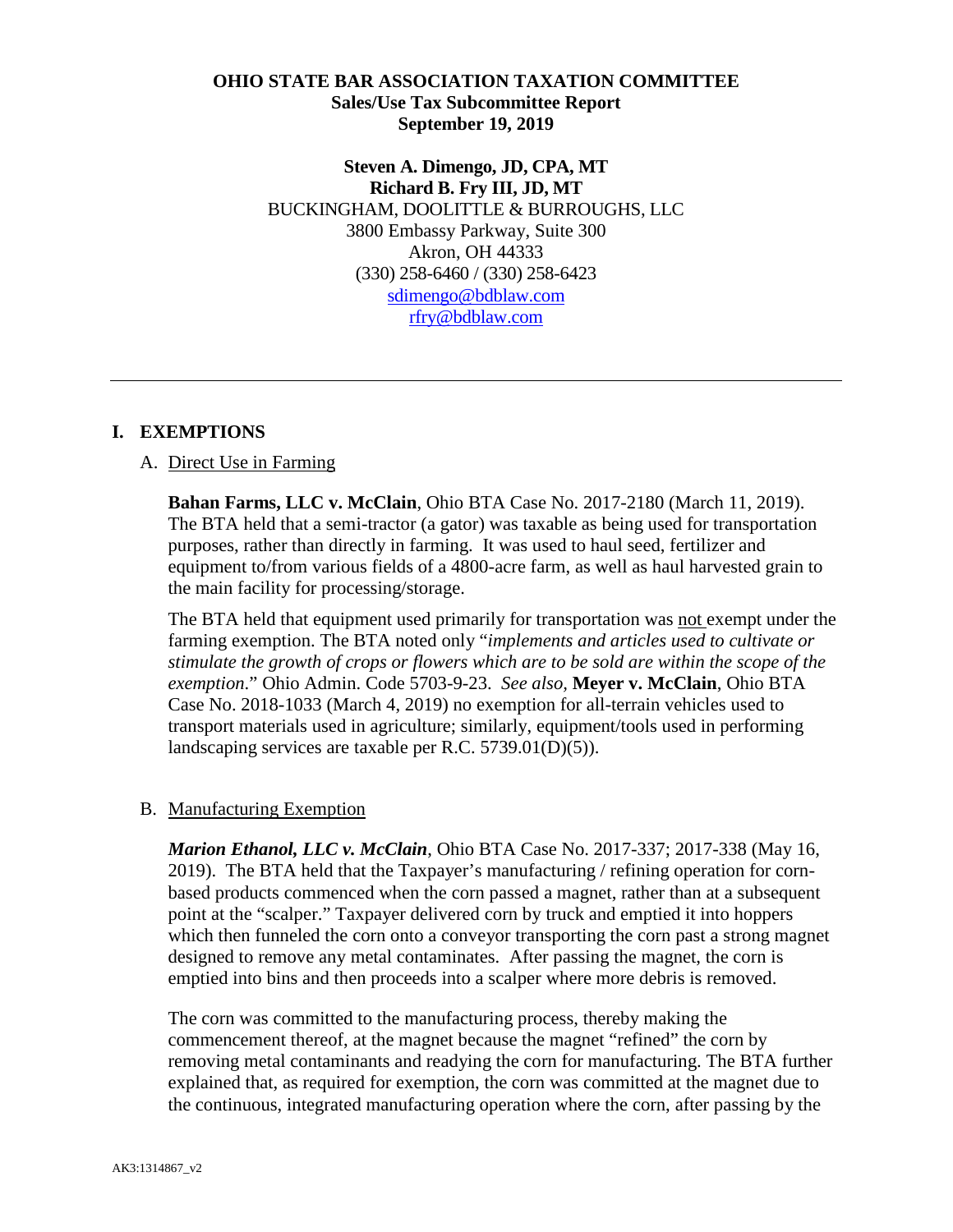**OHIO STATE BAR ASSOCIATION TAXATION COMMITTEE**
**Sales/Use Tax Subcommittee Report**
**September 19, 2019**

**Steven A. Dimengo, JD, CPA, MT**
**Richard B. Fry III, JD, MT**
BUCKINGHAM, DOOLITTLE & BURROUGHS, LLC
3800 Embassy Parkway, Suite 300
Akron, OH 44333
(330) 258-6460 / (330) 258-6423
sdimengo@bdblaw.com
rfry@bdblaw.com

---

## I. EXEMPTIONS

### A. Direct Use in Farming

**Bahan Farms, LLC v. McClain**, Ohio BTA Case No. 2017-2180 (March 11, 2019). The BTA held that a semi-tractor (a gator) was taxable as being used for transportation purposes, rather than directly in farming. It was used to haul seed, fertilizer and equipment to/from various fields of a 4800-acre farm, as well as haul harvested grain to the main facility for processing/storage.

The BTA held that equipment used primarily for transportation was not exempt under the farming exemption. The BTA noted only "*implements and articles used to cultivate or stimulate the growth of crops or flowers which are to be sold are within the scope of the exemption*." Ohio Admin. Code 5703-9-23. *See also*, **Meyer v. McClain**, Ohio BTA Case No. 2018-1033 (March 4, 2019) no exemption for all-terrain vehicles used to transport materials used in agriculture; similarly, equipment/tools used in performing landscaping services are taxable per R.C. 5739.01(D)(5)).

### B. Manufacturing Exemption

***Marion Ethanol, LLC v. McClain***, Ohio BTA Case No. 2017-337; 2017-338 (May 16, 2019). The BTA held that the Taxpayer's manufacturing / refining operation for corn-based products commenced when the corn passed a magnet, rather than at a subsequent point at the "scalper." Taxpayer delivered corn by truck and emptied it into hoppers which then funneled the corn onto a conveyor transporting the corn past a strong magnet designed to remove any metal contaminates. After passing the magnet, the corn is emptied into bins and then proceeds into a scalper where more debris is removed.

The corn was committed to the manufacturing process, thereby making the commencement thereof, at the magnet because the magnet "refined" the corn by removing metal contaminants and readying the corn for manufacturing. The BTA further explained that, as required for exemption, the corn was committed at the magnet due to the continuous, integrated manufacturing operation where the corn, after passing by the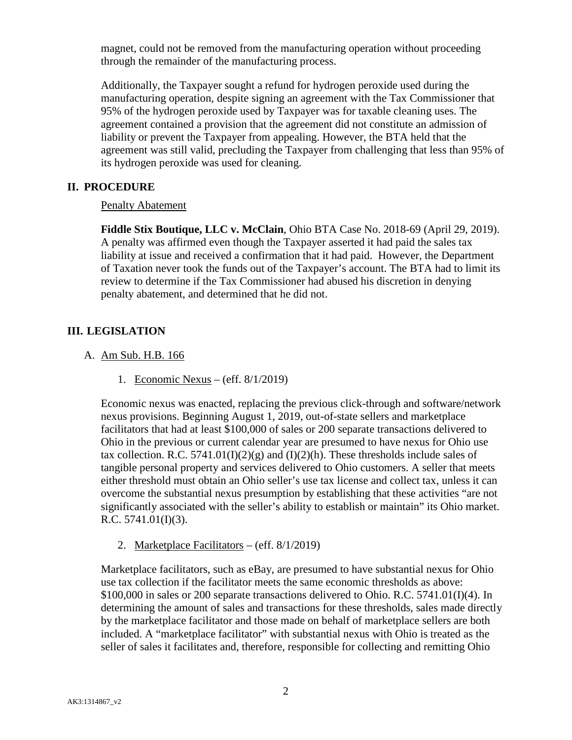magnet, could not be removed from the manufacturing operation without proceeding through the remainder of the manufacturing process.

Additionally, the Taxpayer sought a refund for hydrogen peroxide used during the manufacturing operation, despite signing an agreement with the Tax Commissioner that 95% of the hydrogen peroxide used by Taxpayer was for taxable cleaning uses. The agreement contained a provision that the agreement did not constitute an admission of liability or prevent the Taxpayer from appealing. However, the BTA held that the agreement was still valid, precluding the Taxpayer from challenging that less than 95% of its hydrogen peroxide was used for cleaning.

## II. PROCEDURE

Penalty Abatement

**Fiddle Stix Boutique, LLC v. McClain**, Ohio BTA Case No. 2018-69 (April 29, 2019). A penalty was affirmed even though the Taxpayer asserted it had paid the sales tax liability at issue and received a confirmation that it had paid. However, the Department of Taxation never took the funds out of the Taxpayer's account. The BTA had to limit its review to determine if the Tax Commissioner had abused his discretion in denying penalty abatement, and determined that he did not.

## III. LEGISLATION

A. Am Sub. H.B. 166

1. Economic Nexus – (eff. 8/1/2019)

Economic nexus was enacted, replacing the previous click-through and software/network nexus provisions. Beginning August 1, 2019, out-of-state sellers and marketplace facilitators that had at least $100,000 of sales or 200 separate transactions delivered to Ohio in the previous or current calendar year are presumed to have nexus for Ohio use tax collection. R.C. 5741.01(I)(2)(g) and (I)(2)(h). These thresholds include sales of tangible personal property and services delivered to Ohio customers. A seller that meets either threshold must obtain an Ohio seller's use tax license and collect tax, unless it can overcome the substantial nexus presumption by establishing that these activities "are not significantly associated with the seller's ability to establish or maintain" its Ohio market. R.C. 5741.01(I)(3).

2. Marketplace Facilitators – (eff. 8/1/2019)

Marketplace facilitators, such as eBay, are presumed to have substantial nexus for Ohio use tax collection if the facilitator meets the same economic thresholds as above: $100,000 in sales or 200 separate transactions delivered to Ohio. R.C. 5741.01(I)(4). In determining the amount of sales and transactions for these thresholds, sales made directly by the marketplace facilitator and those made on behalf of marketplace sellers are both included. A "marketplace facilitator" with substantial nexus with Ohio is treated as the seller of sales it facilitates and, therefore, responsible for collecting and remitting Ohio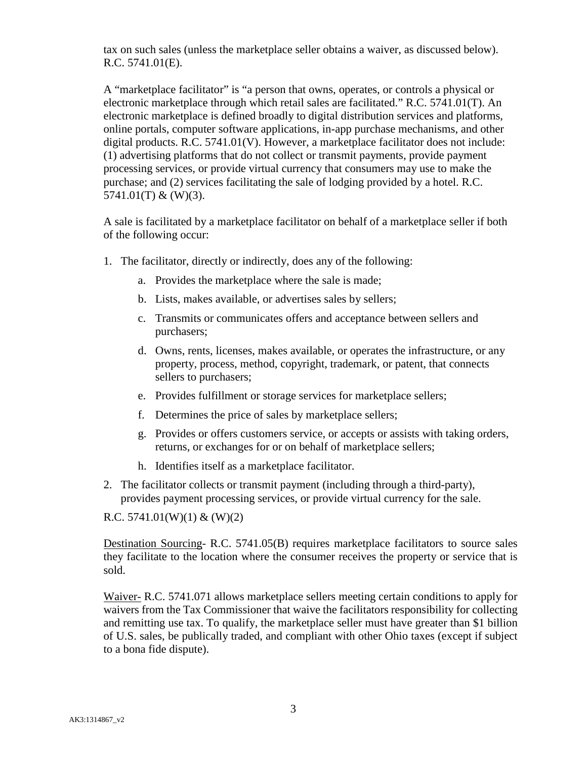tax on such sales (unless the marketplace seller obtains a waiver, as discussed below). R.C. 5741.01(E).

A "marketplace facilitator" is "a person that owns, operates, or controls a physical or electronic marketplace through which retail sales are facilitated." R.C. 5741.01(T). An electronic marketplace is defined broadly to digital distribution services and platforms, online portals, computer software applications, in-app purchase mechanisms, and other digital products. R.C. 5741.01(V). However, a marketplace facilitator does not include: (1) advertising platforms that do not collect or transmit payments, provide payment processing services, or provide virtual currency that consumers may use to make the purchase; and (2) services facilitating the sale of lodging provided by a hotel. R.C. 5741.01(T) & (W)(3).

A sale is facilitated by a marketplace facilitator on behalf of a marketplace seller if both of the following occur:

1. The facilitator, directly or indirectly, does any of the following:
    a. Provides the marketplace where the sale is made;
    b. Lists, makes available, or advertises sales by sellers;
    c. Transmits or communicates offers and acceptance between sellers and purchasers;
    d. Owns, rents, licenses, makes available, or operates the infrastructure, or any property, process, method, copyright, trademark, or patent, that connects sellers to purchasers;
    e. Provides fulfillment or storage services for marketplace sellers;
    f. Determines the price of sales by marketplace sellers;
    g. Provides or offers customers service, or accepts or assists with taking orders, returns, or exchanges for or on behalf of marketplace sellers;
    h. Identifies itself as a marketplace facilitator.
2. The facilitator collects or transmit payment (including through a third-party), provides payment processing services, or provide virtual currency for the sale.

R.C. 5741.01(W)(1) & (W)(2)

<u>Destination Sourcing</u>- R.C. 5741.05(B) requires marketplace facilitators to source sales they facilitate to the location where the consumer receives the property or service that is sold.

<u>Waiver-</u> R.C. 5741.071 allows marketplace sellers meeting certain conditions to apply for waivers from the Tax Commissioner that waive the facilitators responsibility for collecting and remitting use tax. To qualify, the marketplace seller must have greater than $1 billion of U.S. sales, be publically traded, and compliant with other Ohio taxes (except if subject to a bona fide dispute).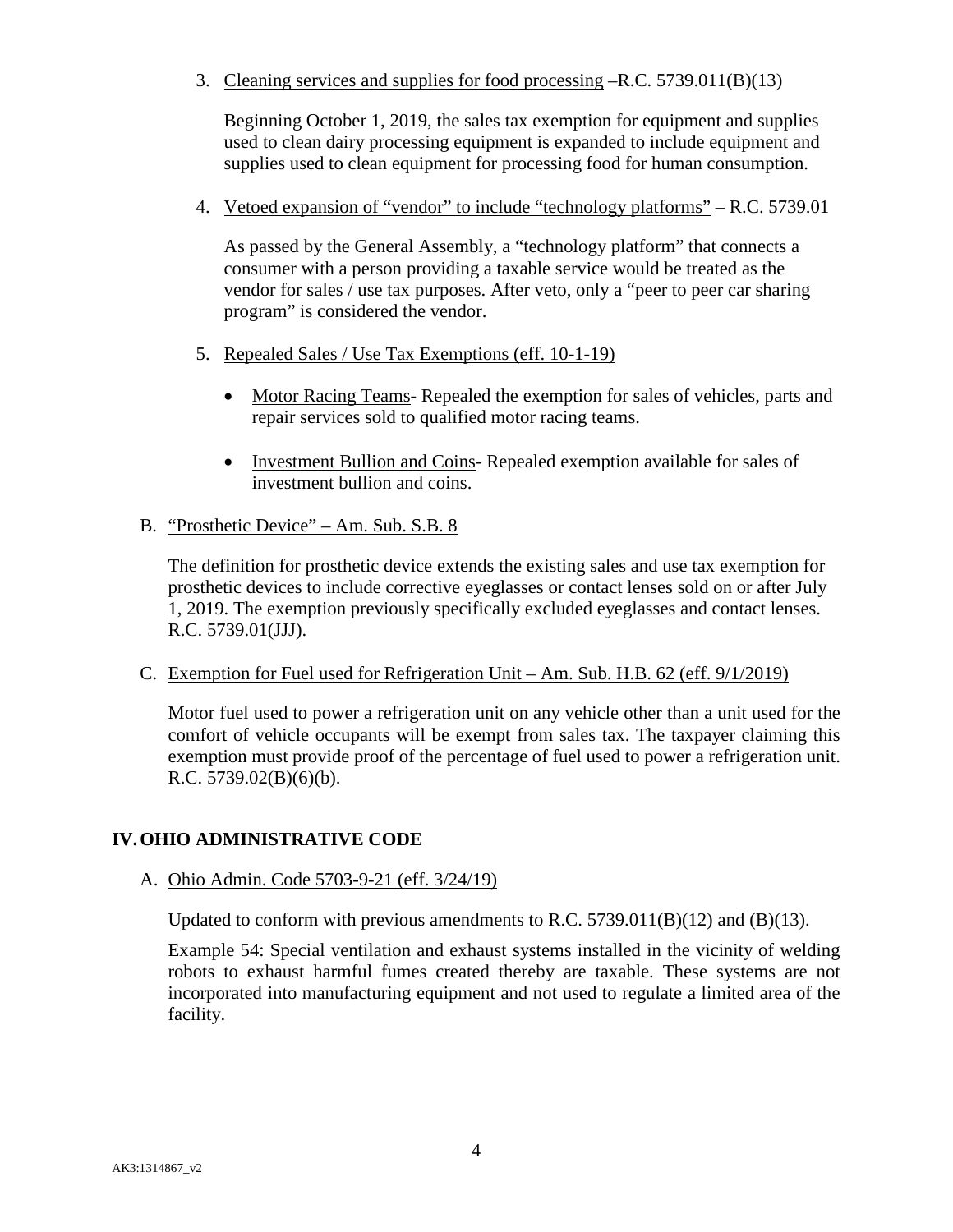3. Cleaning services and supplies for food processing –R.C. 5739.011(B)(13)

   Beginning October 1, 2019, the sales tax exemption for equipment and supplies used to clean dairy processing equipment is expanded to include equipment and supplies used to clean equipment for processing food for human consumption.

4. Vetoed expansion of "vendor" to include "technology platforms" – R.C. 5739.01

   As passed by the General Assembly, a "technology platform" that connects a consumer with a person providing a taxable service would be treated as the vendor for sales / use tax purposes. After veto, only a "peer to peer car sharing program" is considered the vendor.

5. Repealed Sales / Use Tax Exemptions (eff. 10-1-19)

   - Motor Racing Teams- Repealed the exemption for sales of vehicles, parts and repair services sold to qualified motor racing teams.

   - Investment Bullion and Coins- Repealed exemption available for sales of investment bullion and coins.

B. "Prosthetic Device" – Am. Sub. S.B. 8

The definition for prosthetic device extends the existing sales and use tax exemption for prosthetic devices to include corrective eyeglasses or contact lenses sold on or after July 1, 2019. The exemption previously specifically excluded eyeglasses and contact lenses. R.C. 5739.01(JJJ).

C. Exemption for Fuel used for Refrigeration Unit – Am. Sub. H.B. 62 (eff. 9/1/2019)

Motor fuel used to power a refrigeration unit on any vehicle other than a unit used for the comfort of vehicle occupants will be exempt from sales tax. The taxpayer claiming this exemption must provide proof of the percentage of fuel used to power a refrigeration unit. R.C. 5739.02(B)(6)(b).

## IV. OHIO ADMINISTRATIVE CODE

A. Ohio Admin. Code 5703-9-21 (eff. 3/24/19)

Updated to conform with previous amendments to R.C. 5739.011(B)(12) and (B)(13).

Example 54: Special ventilation and exhaust systems installed in the vicinity of welding robots to exhaust harmful fumes created thereby are taxable. These systems are not incorporated into manufacturing equipment and not used to regulate a limited area of the facility.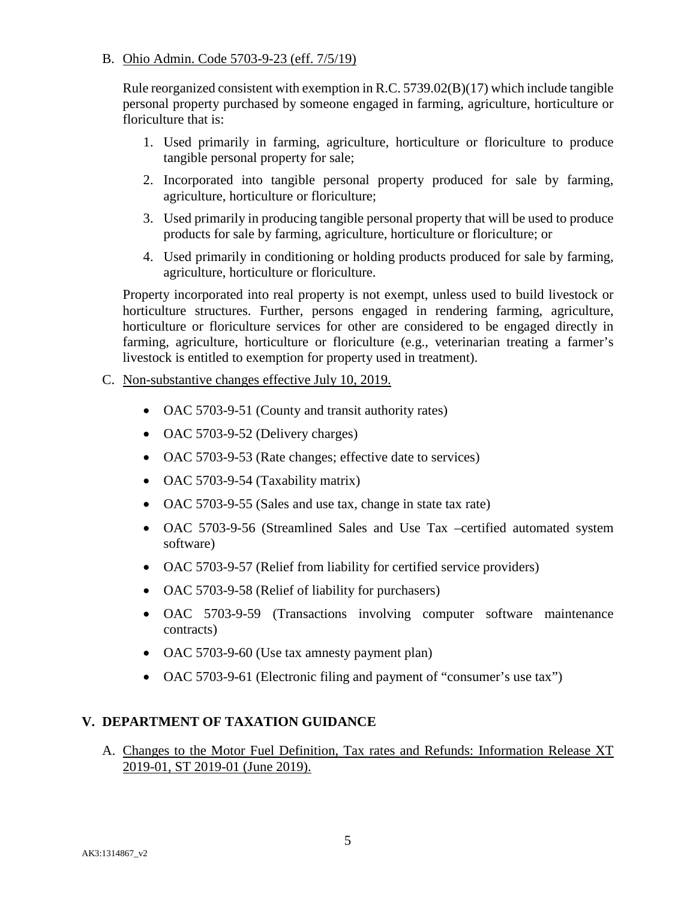B. Ohio Admin. Code 5703-9-23 (eff. 7/5/19)

Rule reorganized consistent with exemption in R.C. 5739.02(B)(17) which include tangible personal property purchased by someone engaged in farming, agriculture, horticulture or floriculture that is:

1. Used primarily in farming, agriculture, horticulture or floriculture to produce tangible personal property for sale;
2. Incorporated into tangible personal property produced for sale by farming, agriculture, horticulture or floriculture;
3. Used primarily in producing tangible personal property that will be used to produce products for sale by farming, agriculture, horticulture or floriculture; or
4. Used primarily in conditioning or holding products produced for sale by farming, agriculture, horticulture or floriculture.

Property incorporated into real property is not exempt, unless used to build livestock or horticulture structures. Further, persons engaged in rendering farming, agriculture, horticulture or floriculture services for other are considered to be engaged directly in farming, agriculture, horticulture or floriculture (e.g., veterinarian treating a farmer's livestock is entitled to exemption for property used in treatment).

C. Non-substantive changes effective July 10, 2019.

- OAC 5703-9-51 (County and transit authority rates)
- OAC 5703-9-52 (Delivery charges)
- OAC 5703-9-53 (Rate changes; effective date to services)
- OAC 5703-9-54 (Taxability matrix)
- OAC 5703-9-55 (Sales and use tax, change in state tax rate)
- OAC 5703-9-56 (Streamlined Sales and Use Tax –certified automated system software)
- OAC 5703-9-57 (Relief from liability for certified service providers)
- OAC 5703-9-58 (Relief of liability for purchasers)
- OAC 5703-9-59 (Transactions involving computer software maintenance contracts)
- OAC 5703-9-60 (Use tax amnesty payment plan)
- OAC 5703-9-61 (Electronic filing and payment of "consumer's use tax")

## V. DEPARTMENT OF TAXATION GUIDANCE

A. Changes to the Motor Fuel Definition, Tax rates and Refunds: Information Release XT 2019-01, ST 2019-01 (June 2019).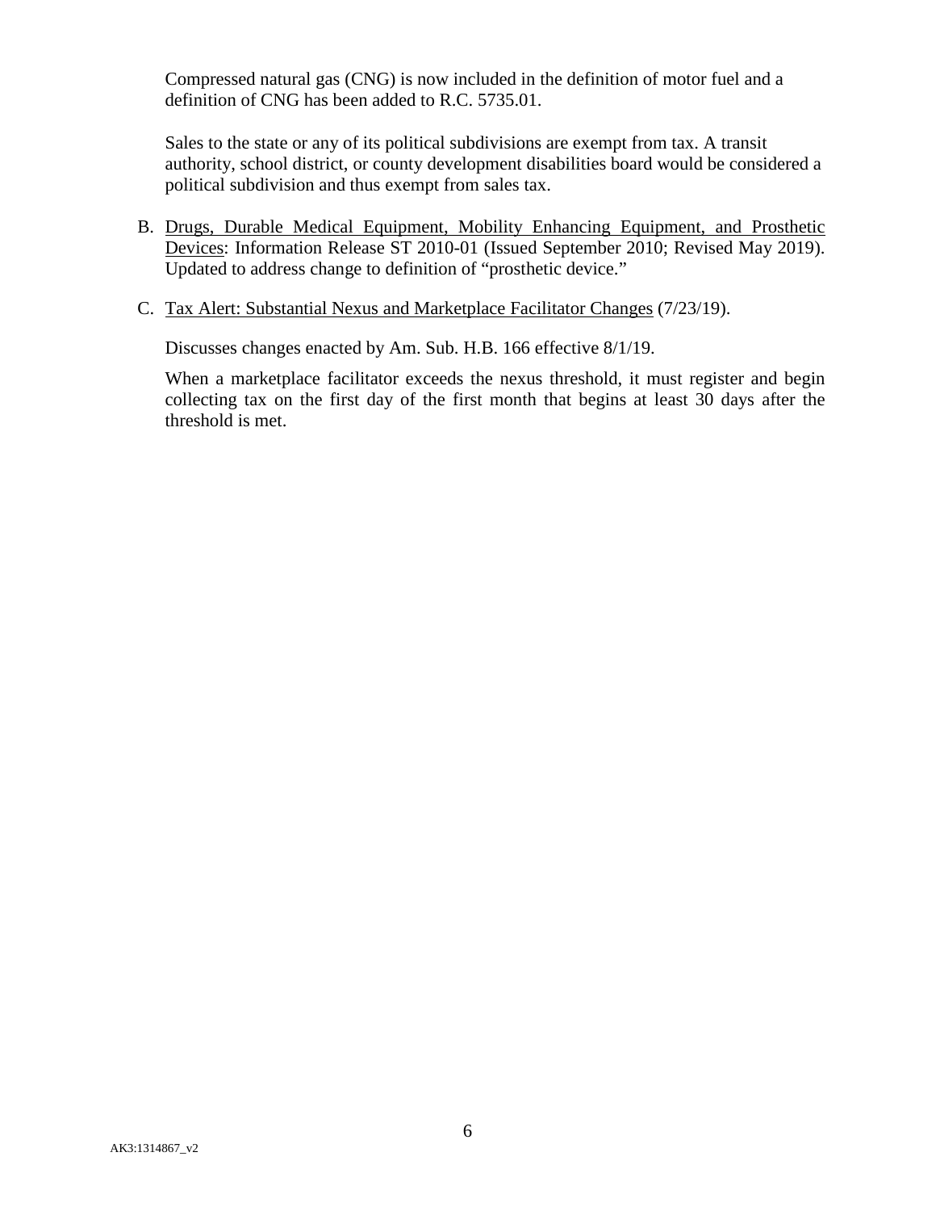Compressed natural gas (CNG) is now included in the definition of motor fuel and a definition of CNG has been added to R.C. 5735.01.

Sales to the state or any of its political subdivisions are exempt from tax. A transit authority, school district, or county development disabilities board would be considered a political subdivision and thus exempt from sales tax.

B. Drugs, Durable Medical Equipment, Mobility Enhancing Equipment, and Prosthetic Devices: Information Release ST 2010-01 (Issued September 2010; Revised May 2019). Updated to address change to definition of "prosthetic device."

C. Tax Alert: Substantial Nexus and Marketplace Facilitator Changes (7/23/19).

   Discusses changes enacted by Am. Sub. H.B. 166 effective 8/1/19.

   When a marketplace facilitator exceeds the nexus threshold, it must register and begin collecting tax on the first day of the first month that begins at least 30 days after the threshold is met.

AK3:1314867_v2